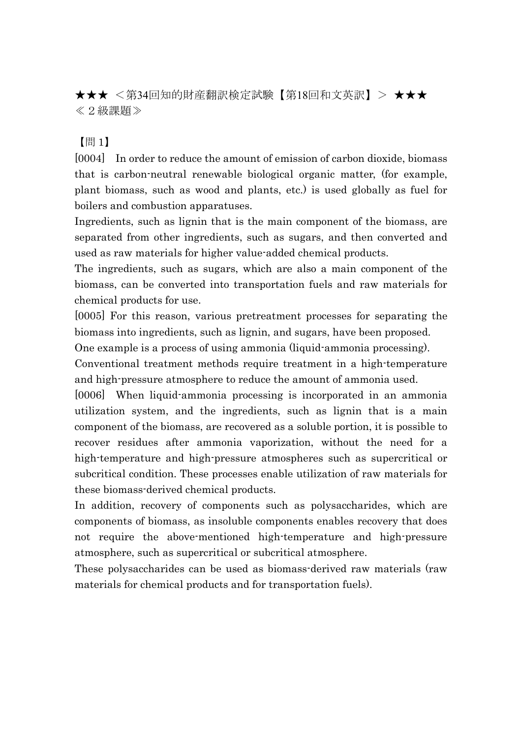★★★ ＜第34回知的財産翻訳検定試験【第18回和文英訳】＞ ★★★
≪２級課題≫

【問 1】

[0004] In order to reduce the amount of emission of carbon dioxide, biomass that is carbon-neutral renewable biological organic matter, (for example, plant biomass, such as wood and plants, etc.) is used globally as fuel for boilers and combustion apparatuses.

Ingredients, such as lignin that is the main component of the biomass, are separated from other ingredients, such as sugars, and then converted and used as raw materials for higher value-added chemical products.

The ingredients, such as sugars, which are also a main component of the biomass, can be converted into transportation fuels and raw materials for chemical products for use.

[0005] For this reason, various pretreatment processes for separating the biomass into ingredients, such as lignin, and sugars, have been proposed.

One example is a process of using ammonia (liquid-ammonia processing).

Conventional treatment methods require treatment in a high-temperature and high-pressure atmosphere to reduce the amount of ammonia used.

[0006] When liquid-ammonia processing is incorporated in an ammonia utilization system, and the ingredients, such as lignin that is a main component of the biomass, are recovered as a soluble portion, it is possible to recover residues after ammonia vaporization, without the need for a high-temperature and high-pressure atmospheres such as supercritical or subcritical condition. These processes enable utilization of raw materials for these biomass-derived chemical products.

In addition, recovery of components such as polysaccharides, which are components of biomass, as insoluble components enables recovery that does not require the above-mentioned high-temperature and high-pressure atmosphere, such as supercritical or subcritical atmosphere.

These polysaccharides can be used as biomass-derived raw materials (raw materials for chemical products and for transportation fuels).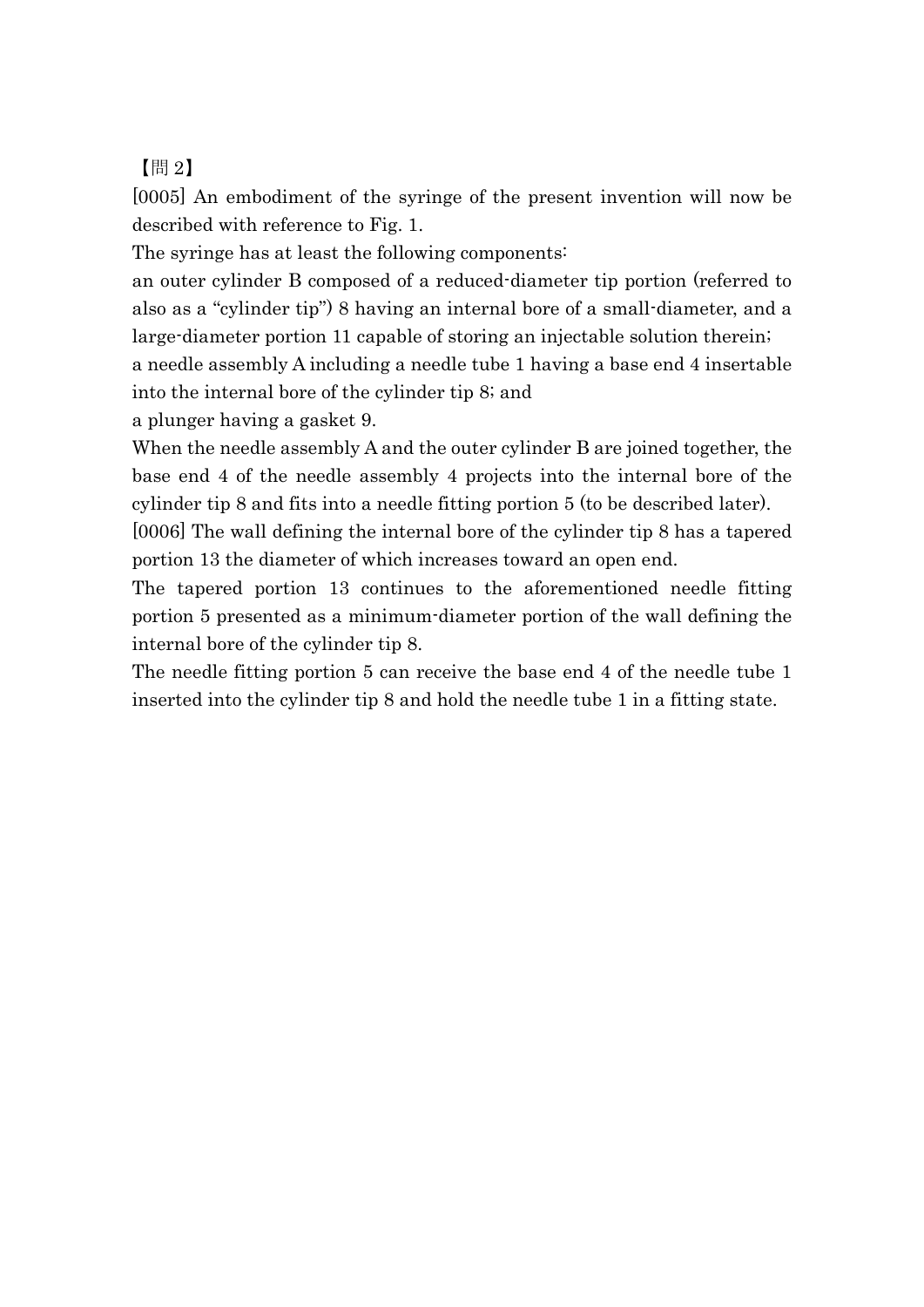【問 2】

[0005] An embodiment of the syringe of the present invention will now be described with reference to Fig. 1.

The syringe has at least the following components:

an outer cylinder B composed of a reduced-diameter tip portion (referred to also as a "cylinder tip") 8 having an internal bore of a small-diameter, and a large-diameter portion 11 capable of storing an injectable solution therein;

a needle assembly A including a needle tube 1 having a base end 4 insertable into the internal bore of the cylinder tip 8; and

a plunger having a gasket 9.

When the needle assembly A and the outer cylinder B are joined together, the base end 4 of the needle assembly 4 projects into the internal bore of the cylinder tip 8 and fits into a needle fitting portion 5 (to be described later).

[0006] The wall defining the internal bore of the cylinder tip 8 has a tapered portion 13 the diameter of which increases toward an open end.

The tapered portion 13 continues to the aforementioned needle fitting portion 5 presented as a minimum-diameter portion of the wall defining the internal bore of the cylinder tip 8.

The needle fitting portion 5 can receive the base end 4 of the needle tube 1 inserted into the cylinder tip 8 and hold the needle tube 1 in a fitting state.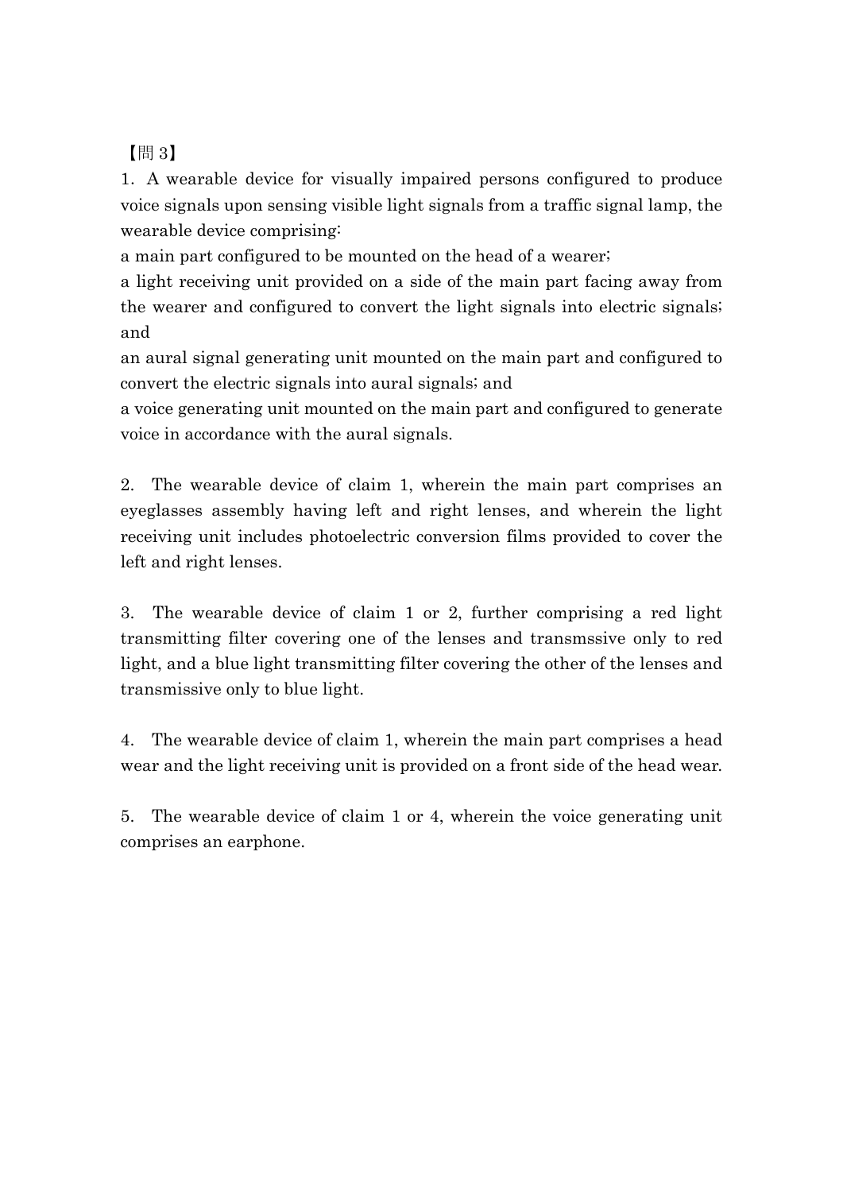【問 3】

1. A wearable device for visually impaired persons configured to produce voice signals upon sensing visible light signals from a traffic signal lamp, the wearable device comprising:

a main part configured to be mounted on the head of a wearer;

a light receiving unit provided on a side of the main part facing away from the wearer and configured to convert the light signals into electric signals; and

an aural signal generating unit mounted on the main part and configured to convert the electric signals into aural signals; and

a voice generating unit mounted on the main part and configured to generate voice in accordance with the aural signals.

2. The wearable device of claim 1, wherein the main part comprises an eyeglasses assembly having left and right lenses, and wherein the light receiving unit includes photoelectric conversion films provided to cover the left and right lenses.

3. The wearable device of claim 1 or 2, further comprising a red light transmitting filter covering one of the lenses and transmssive only to red light, and a blue light transmitting filter covering the other of the lenses and transmissive only to blue light.

4. The wearable device of claim 1, wherein the main part comprises a head wear and the light receiving unit is provided on a front side of the head wear.

5. The wearable device of claim 1 or 4, wherein the voice generating unit comprises an earphone.